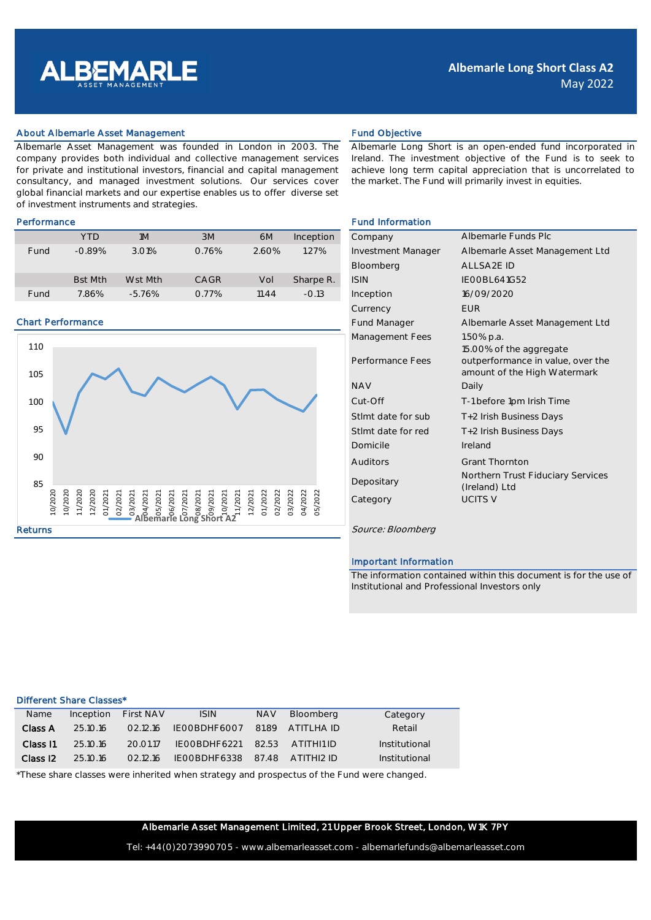# Albemarle Long Short Class A2

May 2022

## About Albemarle Asset Management

Albemarle Asset Management was founded in London in 2003. The company provides both individual and collective management services for private and institutional investors, financial and capital management consultancy, and managed investment solutions. Our services cover global financial markets and our expertise enables us to offer diverse set of investment instruments and strategies.

## Fund Objective

Albemarle Long Short is an open-ended fund incorporated in Ireland. The investment objective of the Fund is to seek to achieve long term capital appreciation that is uncorrelated to the market. The Fund will primarily invest in equities.

## Performance

| | YTD | 1M | 3M | 6M | Inception |
|---|---|---|---|---|---|
| Fund | -0.89% | 3.01% | 0.76% | 2.60% | 1.27% |
| | **Bst Mth** | **Wst Mth** | **CAGR** | **Vol** | **Sharpe R.** |
| Fund | 7.86% | -5.76% | 0.77% | 11.44 | -0.13 |

## Chart Performance

## Returns

## Fund Information

| | |
|---|---|
| Company | Albemarle Funds Plc |
| Investment Manager | Albemarle Asset Management Ltd |
| Bloomberg | ALLSA2E ID |
| ISIN | IE00BL641G52 |
| Inception | 16/09/2020 |
| Currency | EUR |
| Fund Manager | Albemarle Asset Management Ltd |
| Management Fees | 1.50% p.a. |
| Performance Fees | 15.00% of the aggregate outperformance in value, over the amount of the High Watermark |
| NAV | Daily |
| Cut-Off | T-1 before 1pm Irish Time |
| Stlmt date for sub | T+2 Irish Business Days |
| Stlmt date for red | T+2 Irish Business Days |
| Domicile | Ireland |
| Auditors | Grant Thornton |
| Depositary | Northern Trust Fiduciary Services (Ireland) Ltd |
| Category | UCITS V |

*Source: Bloomberg*

## Important Information

The information contained within this document is for the use of Institutional and Professional Investors only

## Different Share Classes*

| Name | Inception | First NAV | ISIN | NAV | Bloomberg | Category |
|---|---|---|---|---|---|---|
| **Class A** | 25.10.16 | 02.12.16 | IE00BDHF6007 | 81.89 | ATITLHA ID | Retail |
| **Class I1** | 25.10.16 | 20.01.17 | IE00BDHF6221 | 82.53 | ATITHI1 ID | Institutional |
| **Class I2** | 25.10.16 | 02.12.16 | IE00BDHF6338 | 87.48 | ATITHI2 ID | Institutional |

*These share classes were inherited when strategy and prospectus of the Fund were changed.

**Albemarle Asset Management Limited, 21 Upper Brook Street, London, W1K 7PY**

Tel: +44(0)2073990705 - www.albemarleasset.com - albemarlefunds@albemarleasset.com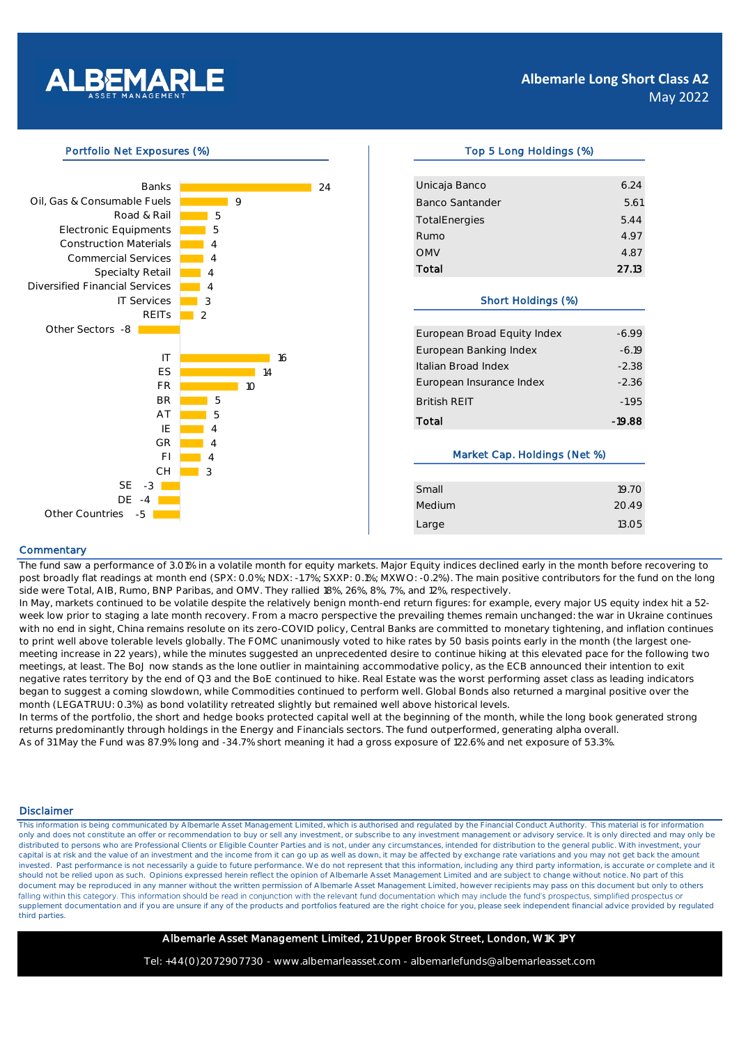# Albemarle Long Short Class A2

May 2022

## Portfolio Net Exposures (%)

Banks 24
Oil, Gas & Consumable Fuels 9
Road & Rail 5
Electronic Equipments 5
Construction Materials 4
Commercial Services 4
Specialty Retail 4
Diversified Financial Services 4
IT Services 3
REITs 2
Other Sectors -8

IT 16
ES 14
FR 10
BR 5
AT 5
IE 4
GR 4
FI 4
CH 3
SE -3
DE -4
Other Countries -5

## Top 5 Long Holdings (%)

| | |
|---|---|
| Unicaja Banco | 6.24 |
| Banco Santander | 5.61 |
| TotalEnergies | 5.44 |
| Rumo | 4.97 |
| OMV | 4.87 |
| **Total** | **27.13** |

## Short Holdings (%)

| | |
|---|---|
| European Broad Equity Index | -6.99 |
| European Banking Index | -6.19 |
| Italian Broad Index | -2.38 |
| European Insurance Index | -2.36 |
| British REIT | -1.95 |
| **Total** | **-19.88** |

## Market Cap. Holdings (Net %)

| | |
|---|---|
| Small | 19.70 |
| Medium | 20.49 |
| Large | 13.05 |

## Commentary

The fund saw a performance of 3.01% in a volatile month for equity markets. Major Equity indices declined early in the month before recovering to post broadly flat readings at month end (SPX: 0.0%; NDX: -1.7%; SXXP: 0.1%; MXWO: -0.2%). The main positive contributors for the fund on the long side were Total, AIB, Rumo, BNP Paribas, and OMV. They rallied 18%, 26%, 8%, 7%, and 12%, respectively.

In May, markets continued to be volatile despite the relatively benign month-end return figures: for example, every major US equity index hit a 52-week low prior to staging a late month recovery. From a macro perspective the prevailing themes remain unchanged: the war in Ukraine continues with no end in sight, China remains resolute on its zero-COVID policy, Central Banks are committed to monetary tightening, and inflation continues to print well above tolerable levels globally. The FOMC unanimously voted to hike rates by 50 basis points early in the month (the largest one-meeting increase in 22 years), while the minutes suggested an unprecedented desire to continue hiking at this elevated pace for the following two meetings, at least. The BoJ now stands as the lone outlier in maintaining accommodative policy, as the ECB announced their intention to exit negative rates territory by the end of Q3 and the BoE continued to hike. Real Estate was the worst performing asset class as leading indicators began to suggest a coming slowdown, while Commodities continued to perform well. Global Bonds also returned a marginal positive over the month (LEGATRUU: 0.3%) as bond volatility retreated slightly but remained well above historical levels.

In terms of the portfolio, the short and hedge books protected capital well at the beginning of the month, while the long book generated strong returns predominantly through holdings in the Energy and Financials sectors. The fund outperformed, generating alpha overall.

As of 31 May the Fund was 87.9% long and -34.7% short meaning it had a gross exposure of 122.6% and net exposure of 53.3%.

## Disclaimer

This information is being communicated by Albemarle Asset Management Limited, which is authorised and regulated by the Financial Conduct Authority. This material is for information only and does not constitute an offer or recommendation to buy or sell any investment, or subscribe to any investment management or advisory service. It is only directed and may only be distributed to persons who are Professional Clients or Eligible Counter Parties and is not, under any circumstances, intended for distribution to the general public. With investment, your capital is at risk and the value of an investment and the income from it can go up as well as down, it may be affected by exchange rate variations and you may not get back the amount invested. Past performance is not necessarily a guide to future performance. We do not represent that this information, including any third party information, is accurate or complete and it should not be relied upon as such. Opinions expressed herein reflect the opinion of Albemarle Asset Management Limited and are subject to change without notice. No part of this document may be reproduced in any manner without the written permission of Albemarle Asset Management Limited, however recipients may pass on this document but only to others falling within this category. This information should be read in conjunction with the relevant fund documentation which may include the fund's prospectus, simplified prospectus or supplement documentation and if you are unsure if any of the products and portfolios featured are the right choice for you, please seek independent financial advice provided by regulated third parties.

Albemarle Asset Management Limited, 21 Upper Brook Street, London, W1K 1PY

Tel: +44(0)2072907730 - www.albemarleasset.com - albemarlefunds@albemarleasset.com